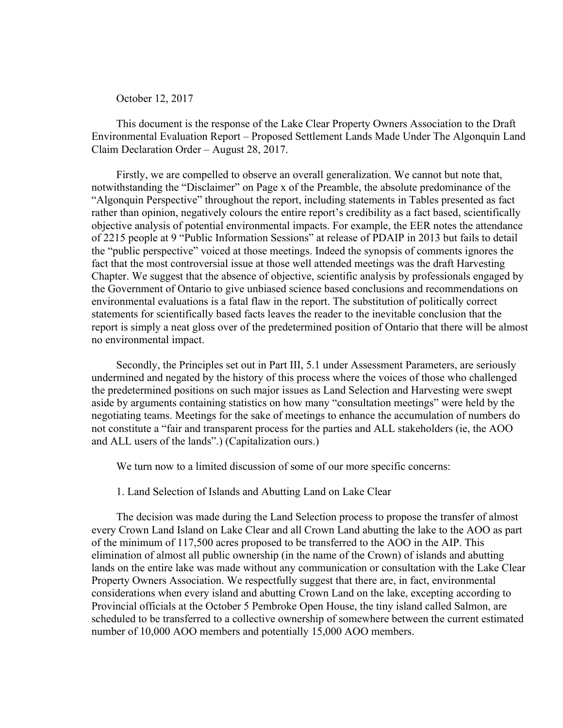October 12, 2017

This document is the response of the Lake Clear Property Owners Association to the Draft Environmental Evaluation Report – Proposed Settlement Lands Made Under The Algonquin Land Claim Declaration Order – August 28, 2017.

Firstly, we are compelled to observe an overall generalization. We cannot but note that, notwithstanding the "Disclaimer" on Page x of the Preamble, the absolute predominance of the "Algonquin Perspective" throughout the report, including statements in Tables presented as fact rather than opinion, negatively colours the entire report's credibility as a fact based, scientifically objective analysis of potential environmental impacts. For example, the EER notes the attendance of 2215 people at 9 "Public Information Sessions" at release of PDAIP in 2013 but fails to detail the "public perspective" voiced at those meetings. Indeed the synopsis of comments ignores the fact that the most controversial issue at those well attended meetings was the draft Harvesting Chapter. We suggest that the absence of objective, scientific analysis by professionals engaged by the Government of Ontario to give unbiased science based conclusions and recommendations on environmental evaluations is a fatal flaw in the report. The substitution of politically correct statements for scientifically based facts leaves the reader to the inevitable conclusion that the report is simply a neat gloss over of the predetermined position of Ontario that there will be almost no environmental impact.

Secondly, the Principles set out in Part III, 5.1 under Assessment Parameters, are seriously undermined and negated by the history of this process where the voices of those who challenged the predetermined positions on such major issues as Land Selection and Harvesting were swept aside by arguments containing statistics on how many "consultation meetings" were held by the negotiating teams. Meetings for the sake of meetings to enhance the accumulation of numbers do not constitute a "fair and transparent process for the parties and ALL stakeholders (ie, the AOO and ALL users of the lands".) (Capitalization ours.)

We turn now to a limited discussion of some of our more specific concerns:

1. Land Selection of Islands and Abutting Land on Lake Clear

The decision was made during the Land Selection process to propose the transfer of almost every Crown Land Island on Lake Clear and all Crown Land abutting the lake to the AOO as part of the minimum of 117,500 acres proposed to be transferred to the AOO in the AIP. This elimination of almost all public ownership (in the name of the Crown) of islands and abutting lands on the entire lake was made without any communication or consultation with the Lake Clear Property Owners Association. We respectfully suggest that there are, in fact, environmental considerations when every island and abutting Crown Land on the lake, excepting according to Provincial officials at the October 5 Pembroke Open House, the tiny island called Salmon, are scheduled to be transferred to a collective ownership of somewhere between the current estimated number of 10,000 AOO members and potentially 15,000 AOO members.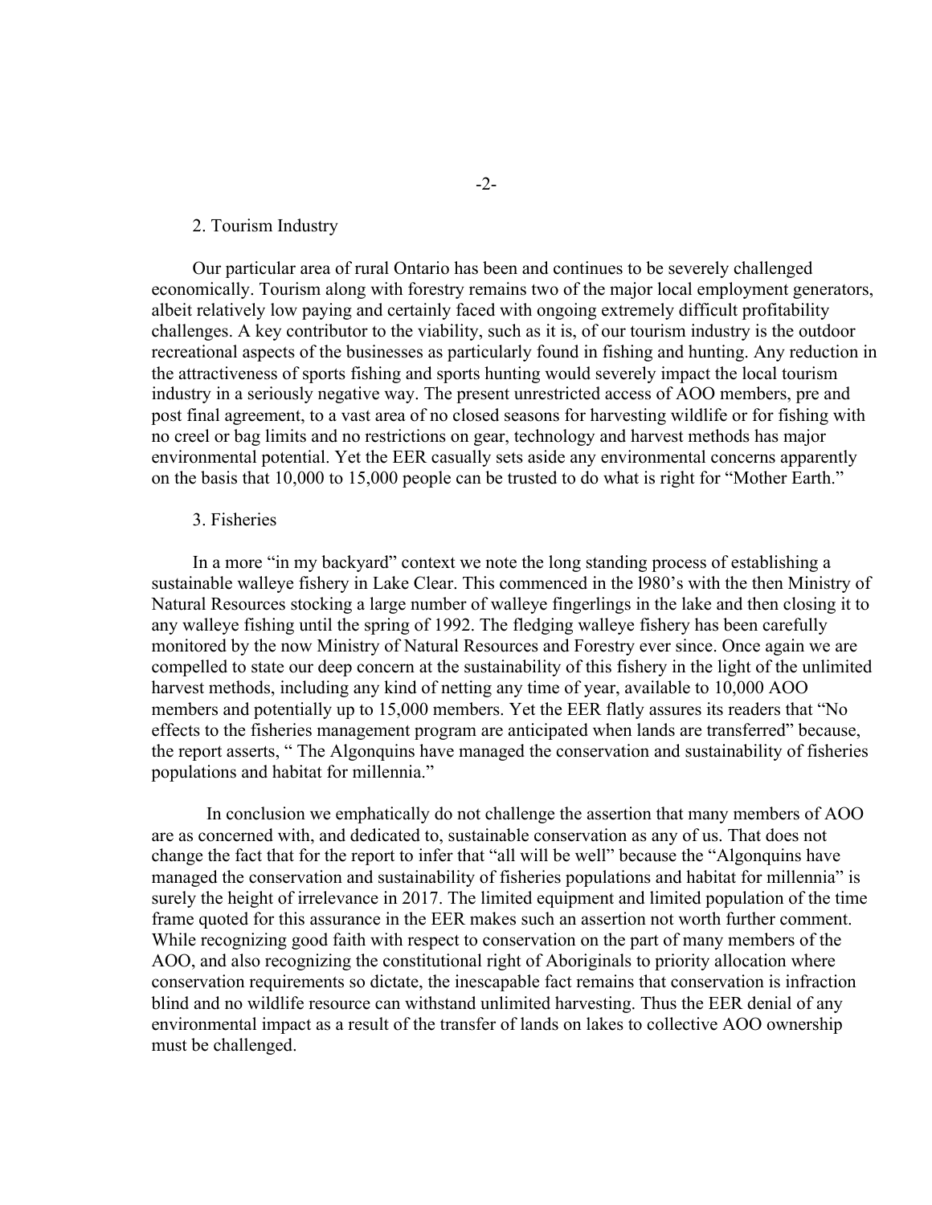2. Tourism Industry

Our particular area of rural Ontario has been and continues to be severely challenged economically. Tourism along with forestry remains two of the major local employment generators, albeit relatively low paying and certainly faced with ongoing extremely difficult profitability challenges. A key contributor to the viability, such as it is, of our tourism industry is the outdoor recreational aspects of the businesses as particularly found in fishing and hunting. Any reduction in the attractiveness of sports fishing and sports hunting would severely impact the local tourism industry in a seriously negative way. The present unrestricted access of AOO members, pre and post final agreement, to a vast area of no closed seasons for harvesting wildlife or for fishing with no creel or bag limits and no restrictions on gear, technology and harvest methods has major environmental potential. Yet the EER casually sets aside any environmental concerns apparently on the basis that 10,000 to 15,000 people can be trusted to do what is right for "Mother Earth."

3. Fisheries

In a more "in my backyard" context we note the long standing process of establishing a sustainable walleye fishery in Lake Clear. This commenced in the l980's with the then Ministry of Natural Resources stocking a large number of walleye fingerlings in the lake and then closing it to any walleye fishing until the spring of 1992. The fledging walleye fishery has been carefully monitored by the now Ministry of Natural Resources and Forestry ever since. Once again we are compelled to state our deep concern at the sustainability of this fishery in the light of the unlimited harvest methods, including any kind of netting any time of year, available to 10,000 AOO members and potentially up to 15,000 members. Yet the EER flatly assures its readers that "No effects to the fisheries management program are anticipated when lands are transferred" because, the report asserts, " The Algonquins have managed the conservation and sustainability of fisheries populations and habitat for millennia."

In conclusion we emphatically do not challenge the assertion that many members of AOO are as concerned with, and dedicated to, sustainable conservation as any of us. That does not change the fact that for the report to infer that "all will be well" because the "Algonquins have managed the conservation and sustainability of fisheries populations and habitat for millennia" is surely the height of irrelevance in 2017. The limited equipment and limited population of the time frame quoted for this assurance in the EER makes such an assertion not worth further comment. While recognizing good faith with respect to conservation on the part of many members of the AOO, and also recognizing the constitutional right of Aboriginals to priority allocation where conservation requirements so dictate, the inescapable fact remains that conservation is infraction blind and no wildlife resource can withstand unlimited harvesting. Thus the EER denial of any environmental impact as a result of the transfer of lands on lakes to collective AOO ownership must be challenged.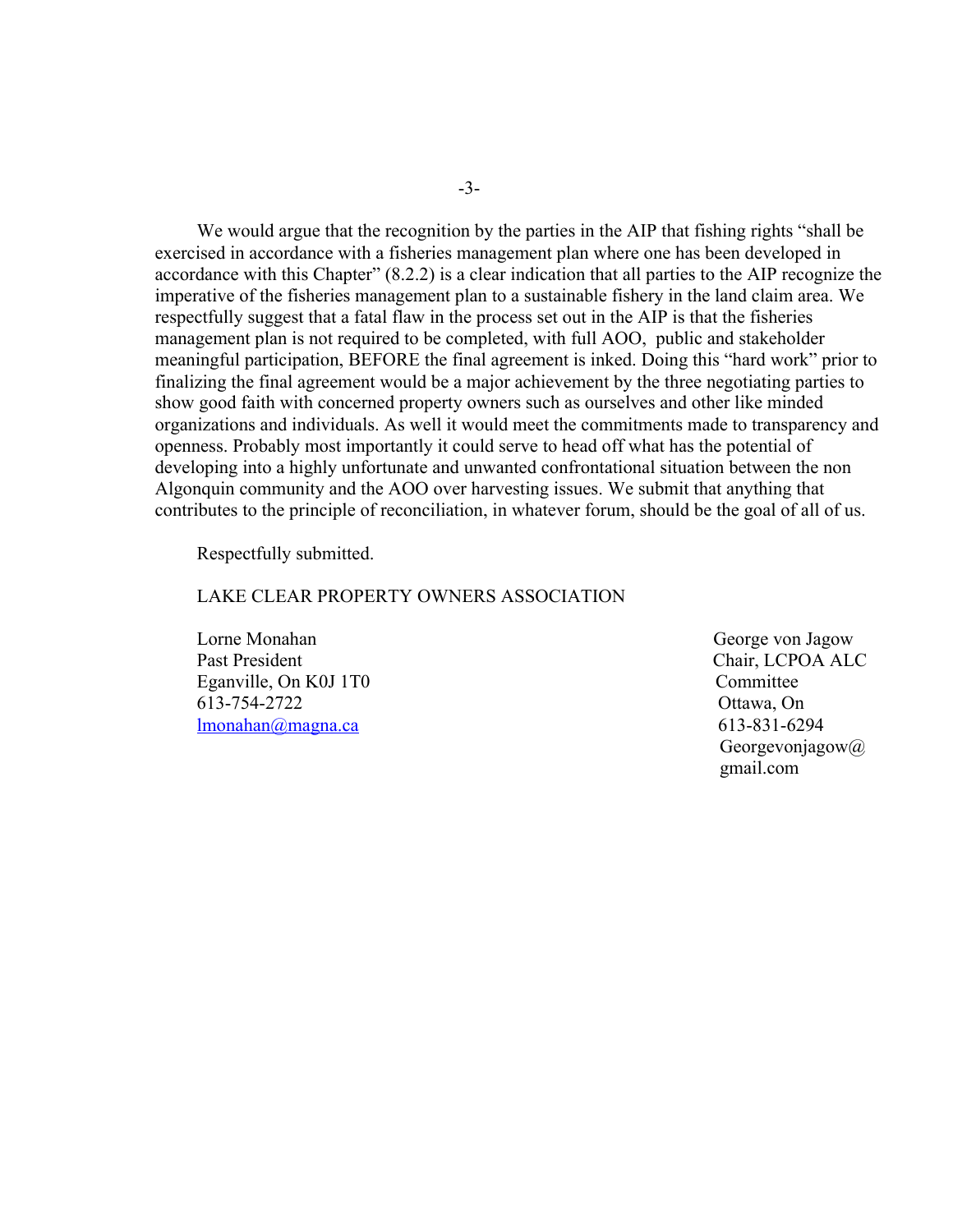We would argue that the recognition by the parties in the AIP that fishing rights "shall be exercised in accordance with a fisheries management plan where one has been developed in accordance with this Chapter" (8.2.2) is a clear indication that all parties to the AIP recognize the imperative of the fisheries management plan to a sustainable fishery in the land claim area. We respectfully suggest that a fatal flaw in the process set out in the AIP is that the fisheries management plan is not required to be completed, with full AOO, public and stakeholder meaningful participation, BEFORE the final agreement is inked. Doing this "hard work" prior to finalizing the final agreement would be a major achievement by the three negotiating parties to show good faith with concerned property owners such as ourselves and other like minded organizations and individuals. As well it would meet the commitments made to transparency and openness. Probably most importantly it could serve to head off what has the potential of developing into a highly unfortunate and unwanted confrontational situation between the non Algonquin community and the AOO over harvesting issues. We submit that anything that contributes to the principle of reconciliation, in whatever forum, should be the goal of all of us.

Respectfully submitted.

LAKE CLEAR PROPERTY OWNERS ASSOCIATION

Lorne Monahan
Past President
Eganville, On K0J 1T0
613-754-2722
lmonahan@magna.ca

George von Jagow
Chair, LCPOA ALC Committee
Ottawa, On
613-831-6294
Georgevonjagow@gmail.com